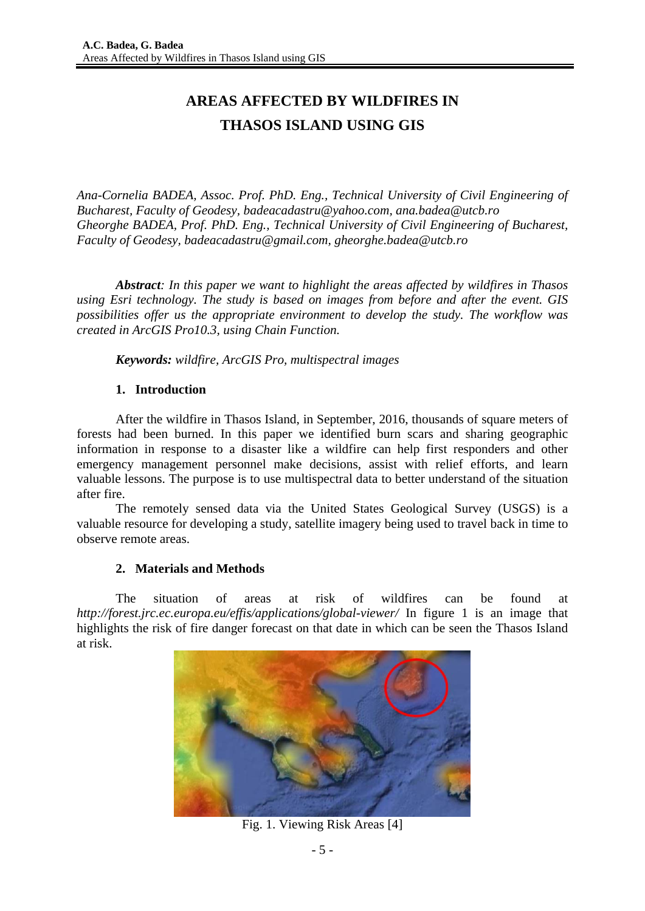# AREAS AFFECTED BY WILDFIRES IN THASOS ISLAND USING GIS

*Ana-Cornelia BADEA, Assoc. Prof. PhD. Eng., Technical University of Civil Engineering of Bucharest, Faculty of Geodesy, badeacadastru@yahoo.com, ana.badea@utcb.ro*
*Gheorghe BADEA, Prof. PhD. Eng., Technical University of Civil Engineering of Bucharest, Faculty of Geodesy, badeacadastru@gmail.com, gheorghe.badea@utcb.ro*

***Abstract**: In this paper we want to highlight the areas affected by wildfires in Thasos using Esri technology. The study is based on images from before and after the event. GIS possibilities offer us the appropriate environment to develop the study. The workflow was created in ArcGIS Pro10.3, using Chain Function.*

***Keywords:** wildfire, ArcGIS Pro, multispectral images*

## 1. Introduction

After the wildfire in Thasos Island, in September, 2016, thousands of square meters of forests had been burned. In this paper we identified burn scars and sharing geographic information in response to a disaster like a wildfire can help first responders and other emergency management personnel make decisions, assist with relief efforts, and learn valuable lessons. The purpose is to use multispectral data to better understand of the situation after fire.

The remotely sensed data via the United States Geological Survey (USGS) is a valuable resource for developing a study, satellite imagery being used to travel back in time to observe remote areas.

## 2. Materials and Methods

The situation of areas at risk of wildfires can be found at *http://forest.jrc.ec.europa.eu/effis/applications/global-viewer/* In figure 1 is an image that highlights the risk of fire danger forecast on that date in which can be seen the Thasos Island at risk.

Fig. 1. Viewing Risk Areas [4]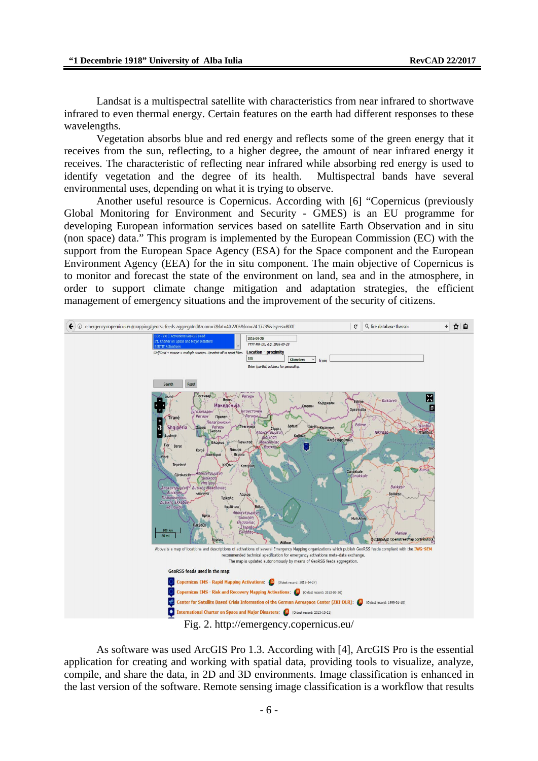Landsat is a multispectral satellite with characteristics from near infrared to shortwave infrared to even thermal energy. Certain features on the earth had different responses to these wavelengths.

Vegetation absorbs blue and red energy and reflects some of the green energy that it receives from the sun, reflecting, to a higher degree, the amount of near infrared energy it receives. The characteristic of reflecting near infrared while absorbing red energy is used to identify vegetation and the degree of its health. Multispectral bands have several environmental uses, depending on what it is trying to observe.

Another useful resource is Copernicus. According with [6] "Copernicus (previously Global Monitoring for Environment and Security - GMES) is an EU programme for developing European information services based on satellite Earth Observation and in situ (non space) data." This program is implemented by the European Commission (EC) with the support from the European Space Agency (ESA) for the Space component and the European Environment Agency (EEA) for the in situ component. The main objective of Copernicus is to monitor and forecast the state of the environment on land, sea and in the atmosphere, in order to support climate change mitigation and adaptation strategies, the efficient management of emergency situations and the improvement of the security of citizens.

Fig. 2. http://emergency.copernicus.eu/

As software was used ArcGIS Pro 1.3. According with [4], ArcGIS Pro is the essential application for creating and working with spatial data, providing tools to visualize, analyze, compile, and share the data, in 2D and 3D environments. Image classification is enhanced in the last version of the software. Remote sensing image classification is a workflow that results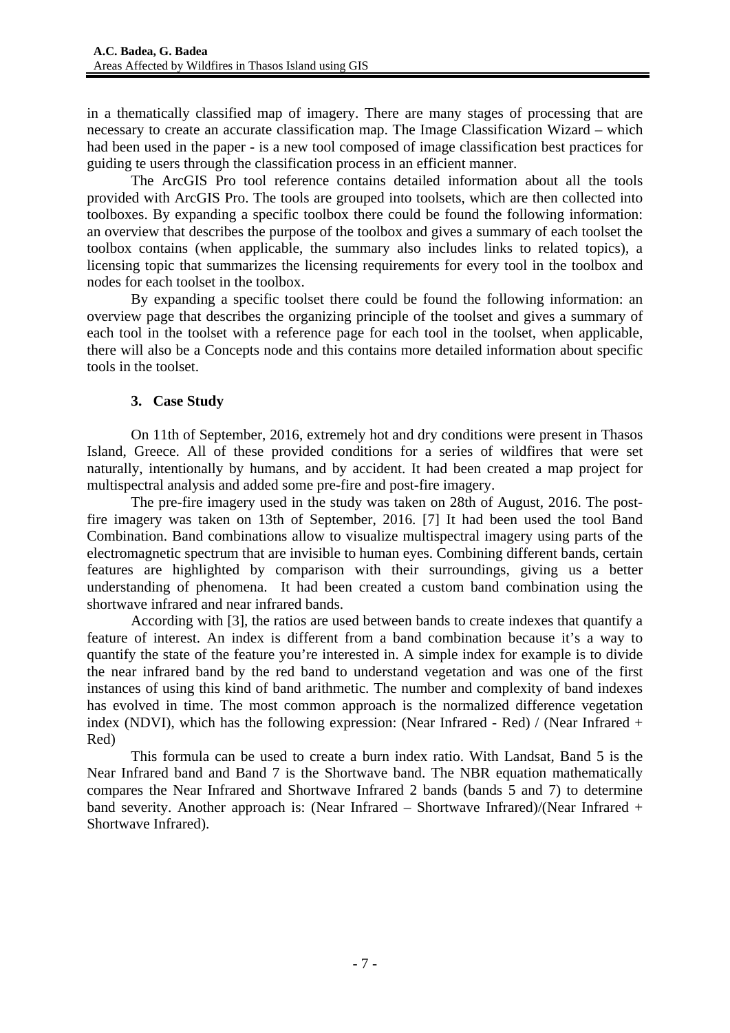in a thematically classified map of imagery. There are many stages of processing that are necessary to create an accurate classification map. The Image Classification Wizard – which had been used in the paper - is a new tool composed of image classification best practices for guiding te users through the classification process in an efficient manner.

The ArcGIS Pro tool reference contains detailed information about all the tools provided with ArcGIS Pro. The tools are grouped into toolsets, which are then collected into toolboxes. By expanding a specific toolbox there could be found the following information: an overview that describes the purpose of the toolbox and gives a summary of each toolset the toolbox contains (when applicable, the summary also includes links to related topics), a licensing topic that summarizes the licensing requirements for every tool in the toolbox and nodes for each toolset in the toolbox.

By expanding a specific toolset there could be found the following information: an overview page that describes the organizing principle of the toolset and gives a summary of each tool in the toolset with a reference page for each tool in the toolset, when applicable, there will also be a Concepts node and this contains more detailed information about specific tools in the toolset.

## 3. Case Study

On 11th of September, 2016, extremely hot and dry conditions were present in Thasos Island, Greece. All of these provided conditions for a series of wildfires that were set naturally, intentionally by humans, and by accident. It had been created a map project for multispectral analysis and added some pre-fire and post-fire imagery.

The pre-fire imagery used in the study was taken on 28th of August, 2016. The post-fire imagery was taken on 13th of September, 2016. [7] It had been used the tool Band Combination. Band combinations allow to visualize multispectral imagery using parts of the electromagnetic spectrum that are invisible to human eyes. Combining different bands, certain features are highlighted by comparison with their surroundings, giving us a better understanding of phenomena. It had been created a custom band combination using the shortwave infrared and near infrared bands.

According with [3], the ratios are used between bands to create indexes that quantify a feature of interest. An index is different from a band combination because it's a way to quantify the state of the feature you're interested in. A simple index for example is to divide the near infrared band by the red band to understand vegetation and was one of the first instances of using this kind of band arithmetic. The number and complexity of band indexes has evolved in time. The most common approach is the normalized difference vegetation index (NDVI), which has the following expression: (Near Infrared - Red) / (Near Infrared + Red)

This formula can be used to create a burn index ratio. With Landsat, Band 5 is the Near Infrared band and Band 7 is the Shortwave band. The NBR equation mathematically compares the Near Infrared and Shortwave Infrared 2 bands (bands 5 and 7) to determine band severity. Another approach is: (Near Infrared – Shortwave Infrared)/(Near Infrared + Shortwave Infrared).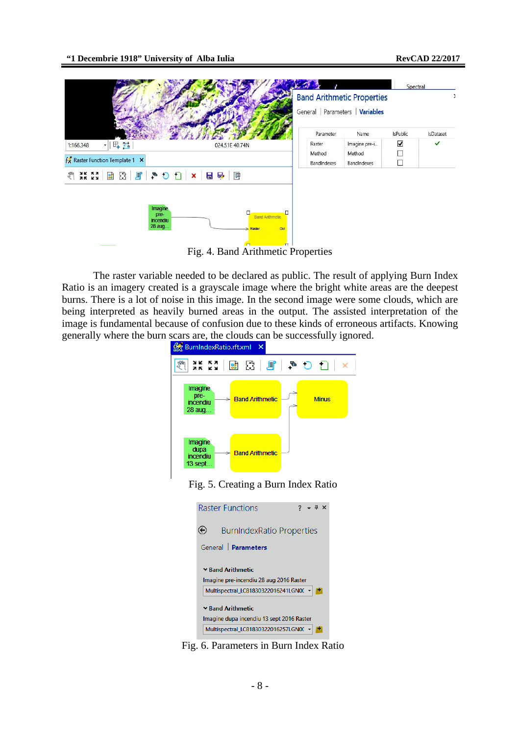Fig. 4. Band Arithmetic Properties

The raster variable needed to be declared as public. The result of applying Burn Index Ratio is an imagery created is a grayscale image where the bright white areas are the deepest burns. There is a lot of noise in this image. In the second image were some clouds, which are being interpreted as heavily burned areas in the output. The assisted interpretation of the image is fundamental because of confusion due to these kinds of erroneous artifacts. Knowing generally where the burn scars are, the clouds can be successfully ignored.

Fig. 5. Creating a Burn Index Ratio

Fig. 6. Parameters in Burn Index Ratio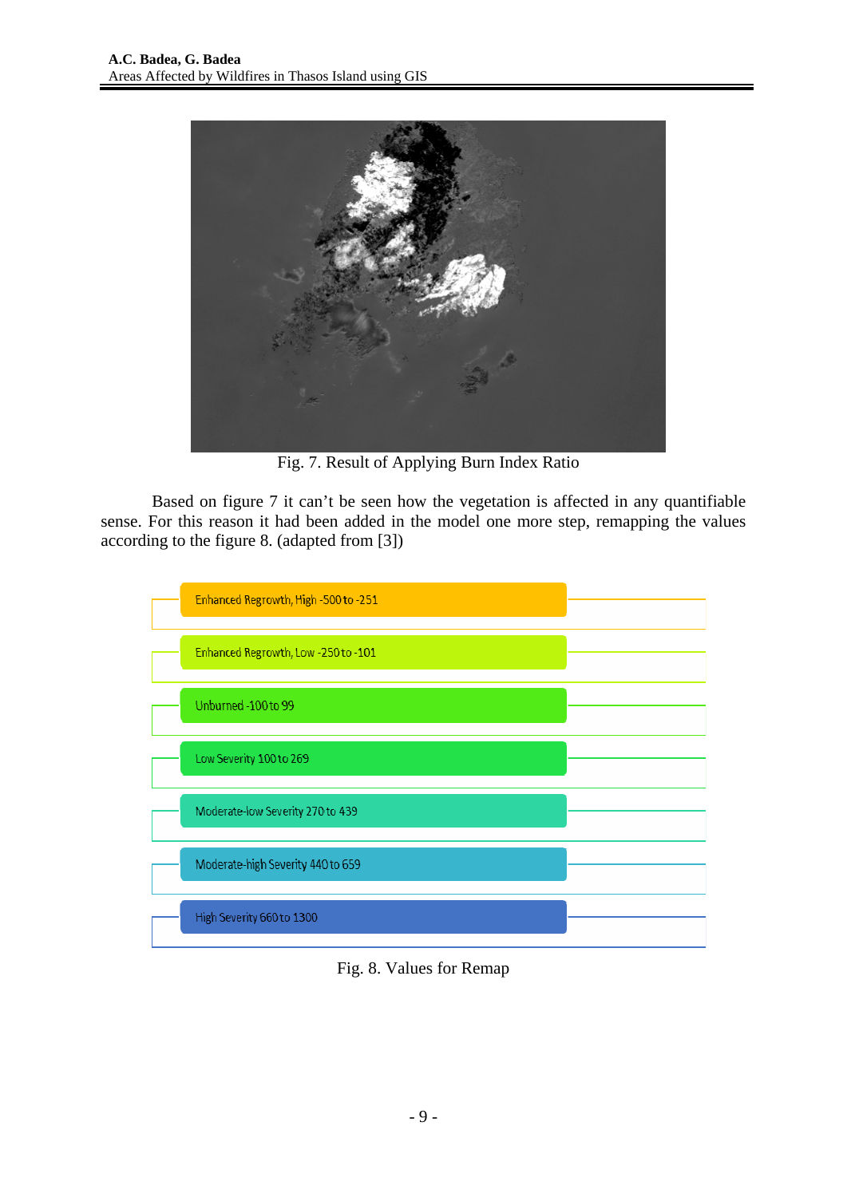Fig. 7. Result of Applying Burn Index Ratio

Based on figure 7 it can't be seen how the vegetation is affected in any quantifiable sense. For this reason it had been added in the model one more step, remapping the values according to the figure 8. (adapted from [3])

- Enhanced Regrowth, High -500 to -251
- Enhanced Regrowth, Low -250 to -101
- Unburned -100 to 99
- Low Severity 100 to 269
- Moderate-low Severity 270 to 439
- Moderate-high Severity 440 to 659
- High Severity 660 to 1300

Fig. 8. Values for Remap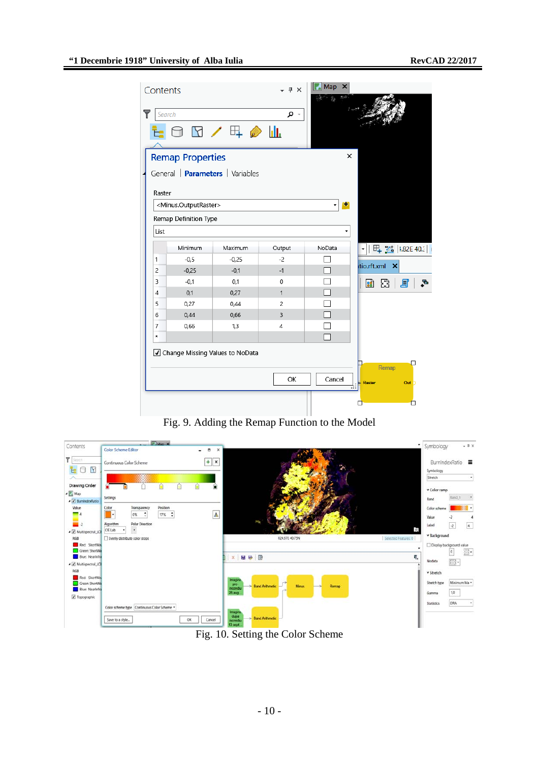Fig. 9. Adding the Remap Function to the Model

Fig. 10. Setting the Color Scheme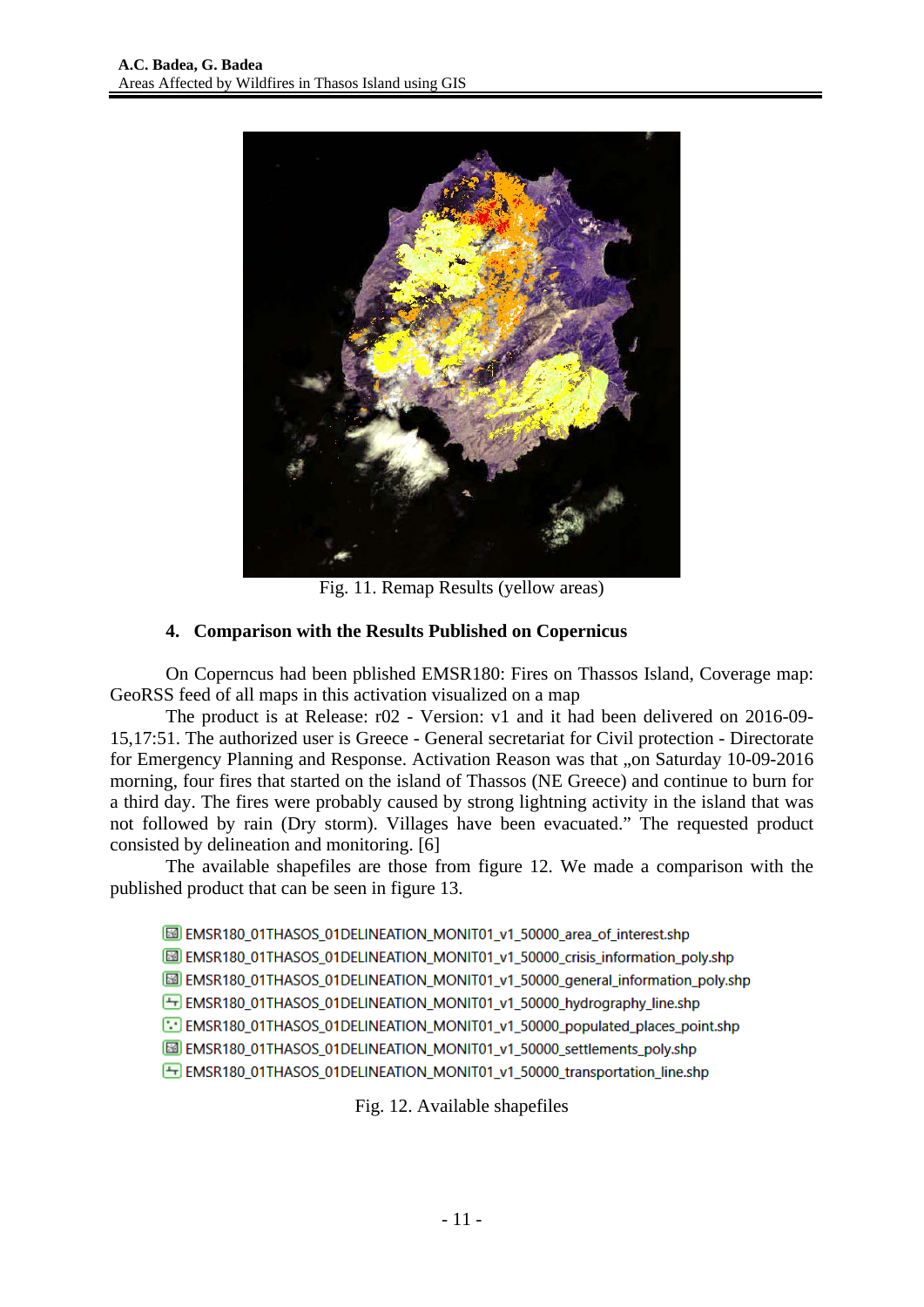Fig. 11. Remap Results (yellow areas)

## 4. Comparison with the Results Published on Copernicus

On Copernicus had been pblished EMSR180: Fires on Thassos Island, Coverage map: GeoRSS feed of all maps in this activation visualized on a map

The product is at Release: r02 - Version: v1 and it had been delivered on 2016-09-15,17:51. The authorized user is Greece - General secretariat for Civil protection - Directorate for Emergency Planning and Response. Activation Reason was that „on Saturday 10-09-2016 morning, four fires that started on the island of Thassos (NE Greece) and continue to burn for a third day. The fires were probably caused by strong lightning activity in the island that was not followed by rain (Dry storm). Villages have been evacuated." The requested product consisted by delineation and monitoring. [6]

The available shapefiles are those from figure 12. We made a comparison with the published product that can be seen in figure 13.

- EMSR180_01THASOS_01DELINEATION_MONIT01_v1_50000_area_of_interest.shp
- EMSR180_01THASOS_01DELINEATION_MONIT01_v1_50000_crisis_information_poly.shp
- EMSR180_01THASOS_01DELINEATION_MONIT01_v1_50000_general_information_poly.shp
- EMSR180_01THASOS_01DELINEATION_MONIT01_v1_50000_hydrography_line.shp
- EMSR180_01THASOS_01DELINEATION_MONIT01_v1_50000_populated_places_point.shp
- EMSR180_01THASOS_01DELINEATION_MONIT01_v1_50000_settlements_poly.shp
- EMSR180_01THASOS_01DELINEATION_MONIT01_v1_50000_transportation_line.shp

Fig. 12. Available shapefiles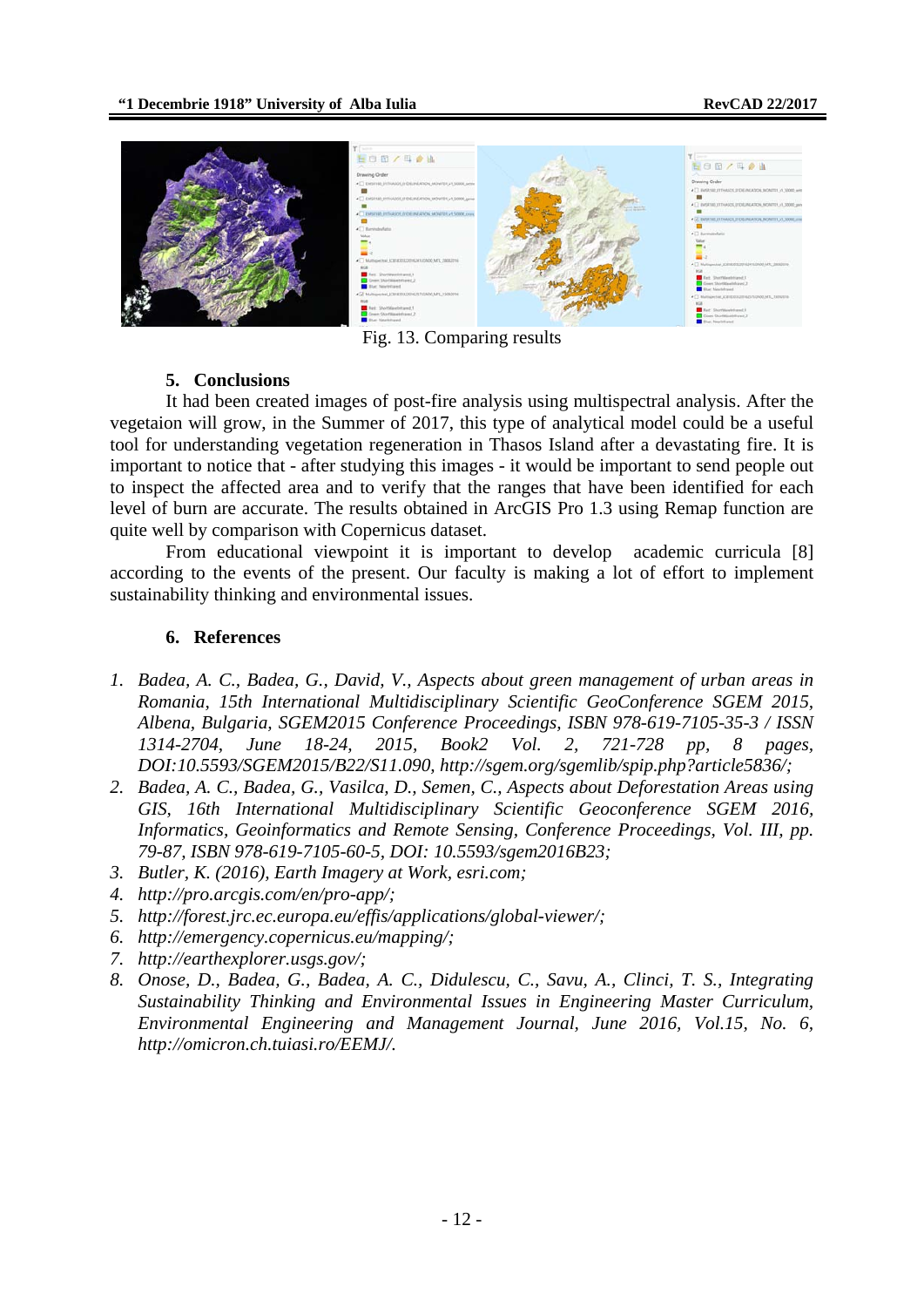Fig. 13. Comparing results

## 5. Conclusions

It had been created images of post-fire analysis using multispectral analysis. After the vegetaion will grow, in the Summer of 2017, this type of analytical model could be a useful tool for understanding vegetation regeneration in Thasos Island after a devastating fire. It is important to notice that - after studying this images - it would be important to send people out to inspect the affected area and to verify that the ranges that have been identified for each level of burn are accurate. The results obtained in ArcGIS Pro 1.3 using Remap function are quite well by comparison with Copernicus dataset.

From educational viewpoint it is important to develop academic curricula [8] according to the events of the present. Our faculty is making a lot of effort to implement sustainability thinking and environmental issues.

## 6. References

1. *Badea, A. C., Badea, G., David, V., Aspects about green management of urban areas in Romania, 15th International Multidisciplinary Scientific GeoConference SGEM 2015, Albena, Bulgaria, SGEM2015 Conference Proceedings, ISBN 978-619-7105-35-3 / ISSN 1314-2704, June 18-24, 2015, Book2 Vol. 2, 721-728 pp, 8 pages, DOI:10.5593/SGEM2015/B22/S11.090, http://sgem.org/sgemlib/spip.php?article5836/;*
2. *Badea, A. C., Badea, G., Vasilca, D., Semen, C., Aspects about Deforestation Areas using GIS, 16th International Multidisciplinary Scientific Geoconference SGEM 2016, Informatics, Geoinformatics and Remote Sensing, Conference Proceedings, Vol. III, pp. 79-87, ISBN 978-619-7105-60-5, DOI: 10.5593/sgem2016B23;*
3. *Butler, K. (2016), Earth Imagery at Work, esri.com;*
4. *http://pro.arcgis.com/en/pro-app/;*
5. *http://forest.jrc.ec.europa.eu/effis/applications/global-viewer/;*
6. *http://emergency.copernicus.eu/mapping/;*
7. *http://earthexplorer.usgs.gov/;*
8. *Onose, D., Badea, G., Badea, A. C., Didulescu, C., Savu, A., Clinci, T. S., Integrating Sustainability Thinking and Environmental Issues in Engineering Master Curriculum, Environmental Engineering and Management Journal, June 2016, Vol.15, No. 6, http://omicron.ch.tuiasi.ro/EEMJ/.*